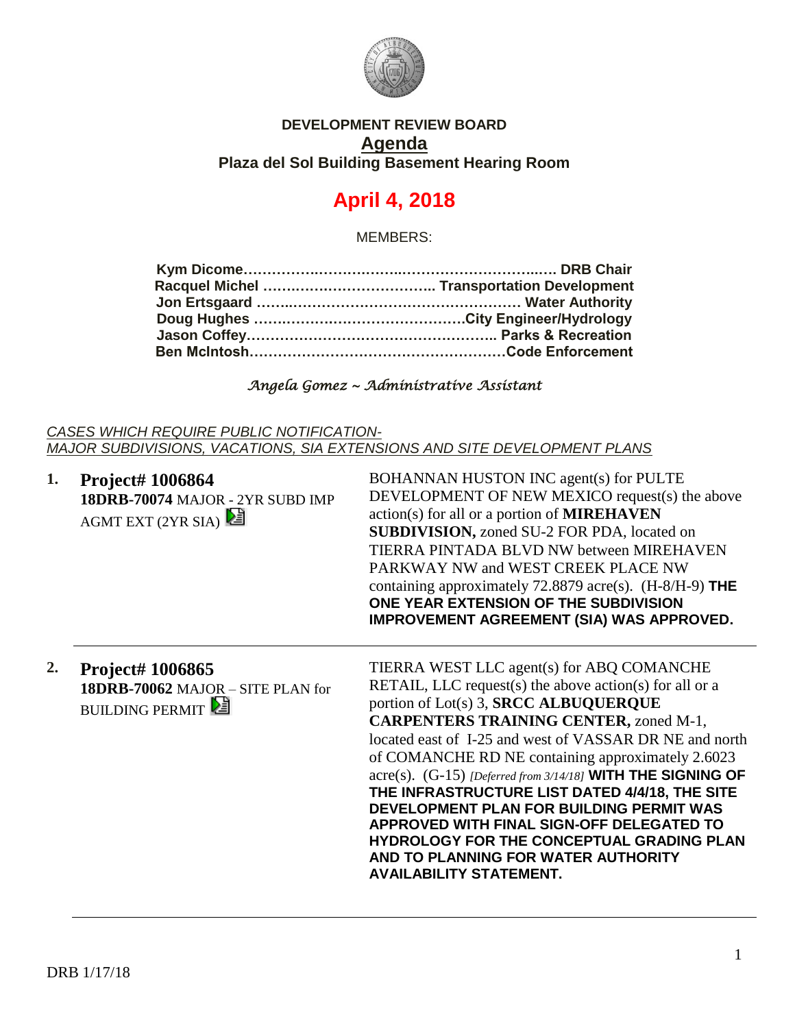**DEVELOPMENT REVIEW BOARD**

**Agenda**

**Plaza del Sol Building Basement Hearing Room**

# April 4, 2018

MEMBERS:

**Kym Dicome………………………………………………….… DRB Chair**
**Racquel Michel ……………………………….. Transportation Development**
**Jon Ertsgaard ……..…………………………………………… Water Authority**
**Doug Hughes ………………………………………City Engineer/Hydrology**
**Jason Coffey……………………………………………….. Parks & Recreation**
**Ben McIntosh………………………………………………Code Enforcement**

*Angela Gomez ~ Administrative Assistant*

*CASES WHICH REQUIRE PUBLIC NOTIFICATION- MAJOR SUBDIVISIONS, VACATIONS, SIA EXTENSIONS AND SITE DEVELOPMENT PLANS*

**1. Project# 1006864**
**18DRB-70074** MAJOR - 2YR SUBD IMP AGMT EXT (2YR SIA)

BOHANNAN HUSTON INC agent(s) for PULTE DEVELOPMENT OF NEW MEXICO request(s) the above action(s) for all or a portion of **MIREHAVEN SUBDIVISION,** zoned SU-2 FOR PDA, located on TIERRA PINTADA BLVD NW between MIREHAVEN PARKWAY NW and WEST CREEK PLACE NW containing approximately 72.8879 acre(s). (H-8/H-9) **THE ONE YEAR EXTENSION OF THE SUBDIVISION IMPROVEMENT AGREEMENT (SIA) WAS APPROVED.**

---

**2. Project# 1006865**
**18DRB-70062** MAJOR – SITE PLAN for BUILDING PERMIT

TIERRA WEST LLC agent(s) for ABQ COMANCHE RETAIL, LLC request(s) the above action(s) for all or a portion of Lot(s) 3, **SRCC ALBUQUERQUE CARPENTERS TRAINING CENTER,** zoned M-1, located east of I-25 and west of VASSAR DR NE and north of COMANCHE RD NE containing approximately 2.6023 acre(s). (G-15) *[Deferred from 3/14/18]* **WITH THE SIGNING OF THE INFRASTRUCTURE LIST DATED 4/4/18, THE SITE DEVELOPMENT PLAN FOR BUILDING PERMIT WAS APPROVED WITH FINAL SIGN-OFF DELEGATED TO HYDROLOGY FOR THE CONCEPTUAL GRADING PLAN AND TO PLANNING FOR WATER AUTHORITY AVAILABILITY STATEMENT.**

---

DRB 1/17/18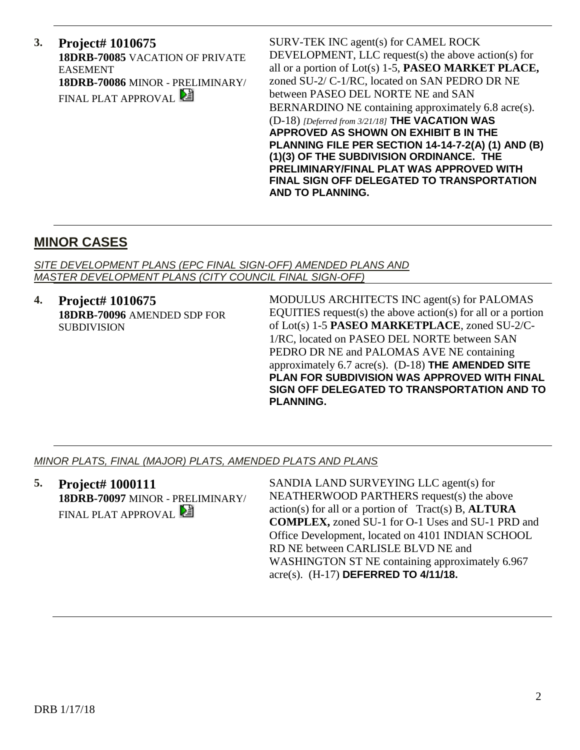**3.** **Project# 1010675**
**18DRB-70085** VACATION OF PRIVATE EASEMENT
**18DRB-70086** MINOR - PRELIMINARY/ FINAL PLAT APPROVAL

SURV-TEK INC agent(s) for CAMEL ROCK DEVELOPMENT, LLC request(s) the above action(s) for all or a portion of Lot(s) 1-5, **PASEO MARKET PLACE,** zoned SU-2/ C-1/RC, located on SAN PEDRO DR NE between PASEO DEL NORTE NE and SAN BERNARDINO NE containing approximately 6.8 acre(s). (D-18) *[Deferred from 3/21/18]* **THE VACATION WAS APPROVED AS SHOWN ON EXHIBIT B IN THE PLANNING FILE PER SECTION 14-14-7-2(A) (1) AND (B) (1)(3) OF THE SUBDIVISION ORDINANCE. THE PRELIMINARY/FINAL PLAT WAS APPROVED WITH FINAL SIGN OFF DELEGATED TO TRANSPORTATION AND TO PLANNING.**

---

## MINOR CASES

*SITE DEVELOPMENT PLANS (EPC FINAL SIGN-OFF) AMENDED PLANS AND MASTER DEVELOPMENT PLANS (CITY COUNCIL FINAL SIGN-OFF)*

**4.** **Project# 1010675**
**18DRB-70096** AMENDED SDP FOR SUBDIVISION

MODULUS ARCHITECTS INC agent(s) for PALOMAS EQUITIES request(s) the above action(s) for all or a portion of Lot(s) 1-5 **PASEO MARKETPLACE**, zoned SU-2/C-1/RC, located on PASEO DEL NORTE between SAN PEDRO DR NE and PALOMAS AVE NE containing approximately 6.7 acre(s). (D-18) **THE AMENDED SITE PLAN FOR SUBDIVISION WAS APPROVED WITH FINAL SIGN OFF DELEGATED TO TRANSPORTATION AND TO PLANNING.**

---

*MINOR PLATS, FINAL (MAJOR) PLATS, AMENDED PLATS AND PLANS*

**5.** **Project# 1000111**
**18DRB-70097** MINOR - PRELIMINARY/ FINAL PLAT APPROVAL

SANDIA LAND SURVEYING LLC agent(s) for NEATHERWOOD PARTHERS request(s) the above action(s) for all or a portion of Tract(s) B, **ALTURA COMPLEX,** zoned SU-1 for O-1 Uses and SU-1 PRD and Office Development, located on 4101 INDIAN SCHOOL RD NE between CARLISLE BLVD NE and WASHINGTON ST NE containing approximately 6.967 acre(s). (H-17) **DEFERRED TO 4/11/18.**

---

DRB 1/17/18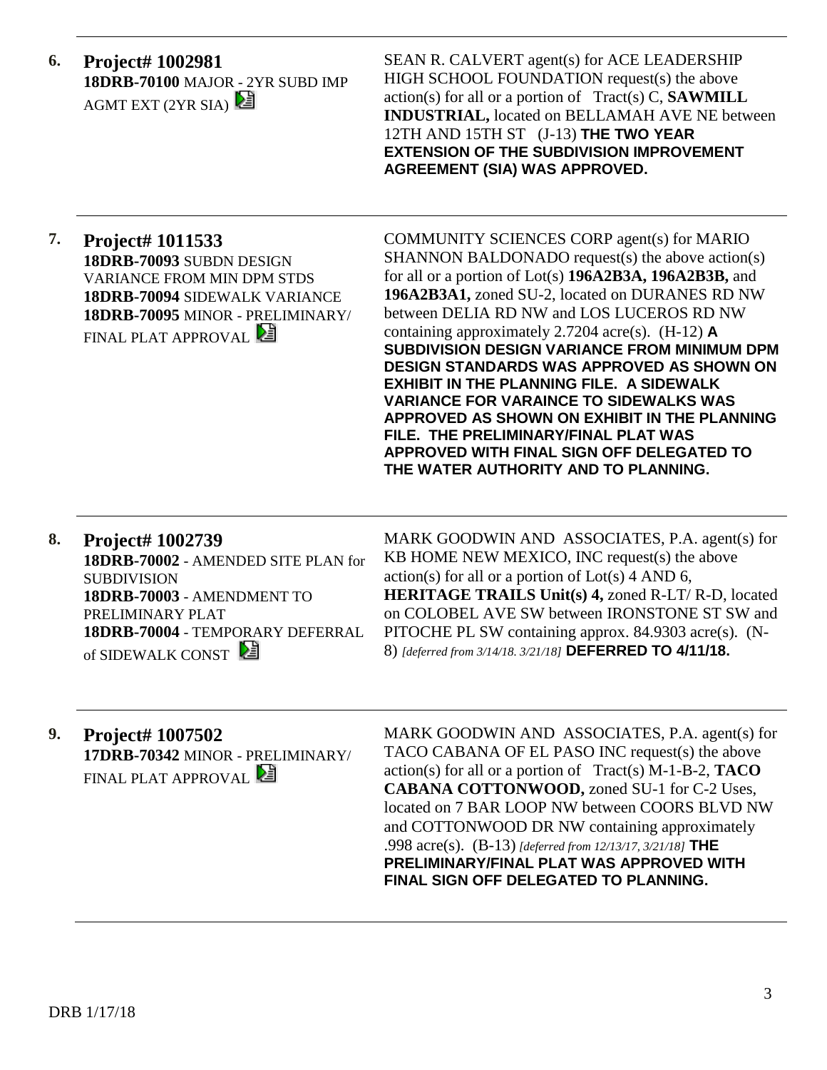**6. Project# 1002981**
**18DRB-70100** MAJOR - 2YR SUBD IMP AGMT EXT (2YR SIA)

SEAN R. CALVERT agent(s) for ACE LEADERSHIP HIGH SCHOOL FOUNDATION request(s) the above action(s) for all or a portion of Tract(s) C, **SAWMILL INDUSTRIAL,** located on BELLAMAH AVE NE between 12TH AND 15TH ST (J-13) **THE TWO YEAR EXTENSION OF THE SUBDIVISION IMPROVEMENT AGREEMENT (SIA) WAS APPROVED.**

---

**7. Project# 1011533**
**18DRB-70093** SUBDN DESIGN VARIANCE FROM MIN DPM STDS
**18DRB-70094** SIDEWALK VARIANCE
**18DRB-70095** MINOR - PRELIMINARY/ FINAL PLAT APPROVAL

COMMUNITY SCIENCES CORP agent(s) for MARIO SHANNON BALDONADO request(s) the above action(s) for all or a portion of Lot(s) **196A2B3A, 196A2B3B,** and **196A2B3A1,** zoned SU-2, located on DURANES RD NW between DELIA RD NW and LOS LUCEROS RD NW containing approximately 2.7204 acre(s). (H-12) **A SUBDIVISION DESIGN VARIANCE FROM MINIMUM DPM DESIGN STANDARDS WAS APPROVED AS SHOWN ON EXHIBIT IN THE PLANNING FILE. A SIDEWALK VARIANCE FOR VARAINCE TO SIDEWALKS WAS APPROVED AS SHOWN ON EXHIBIT IN THE PLANNING FILE. THE PRELIMINARY/FINAL PLAT WAS APPROVED WITH FINAL SIGN OFF DELEGATED TO THE WATER AUTHORITY AND TO PLANNING.**

---

**8. Project# 1002739**
**18DRB-70002** - AMENDED SITE PLAN for SUBDIVISION
**18DRB-70003** - AMENDMENT TO PRELIMINARY PLAT
**18DRB-70004** - TEMPORARY DEFERRAL of SIDEWALK CONST

MARK GOODWIN AND ASSOCIATES, P.A. agent(s) for KB HOME NEW MEXICO, INC request(s) the above action(s) for all or a portion of Lot(s) 4 AND 6, **HERITAGE TRAILS Unit(s) 4,** zoned R-LT/ R-D, located on COLOBEL AVE SW between IRONSTONE ST SW and PITOCHE PL SW containing approx. 84.9303 acre(s). (N-8) *[deferred from 3/14/18. 3/21/18]* **DEFERRED TO 4/11/18.**

---

**9. Project# 1007502**
**17DRB-70342** MINOR - PRELIMINARY/ FINAL PLAT APPROVAL

MARK GOODWIN AND ASSOCIATES, P.A. agent(s) for TACO CABANA OF EL PASO INC request(s) the above action(s) for all or a portion of Tract(s) M-1-B-2, **TACO CABANA COTTONWOOD,** zoned SU-1 for C-2 Uses, located on 7 BAR LOOP NW between COORS BLVD NW and COTTONWOOD DR NW containing approximately .998 acre(s). (B-13) *[deferred from 12/13/17, 3/21/18]* **THE PRELIMINARY/FINAL PLAT WAS APPROVED WITH FINAL SIGN OFF DELEGATED TO PLANNING.**

---

DRB 1/17/18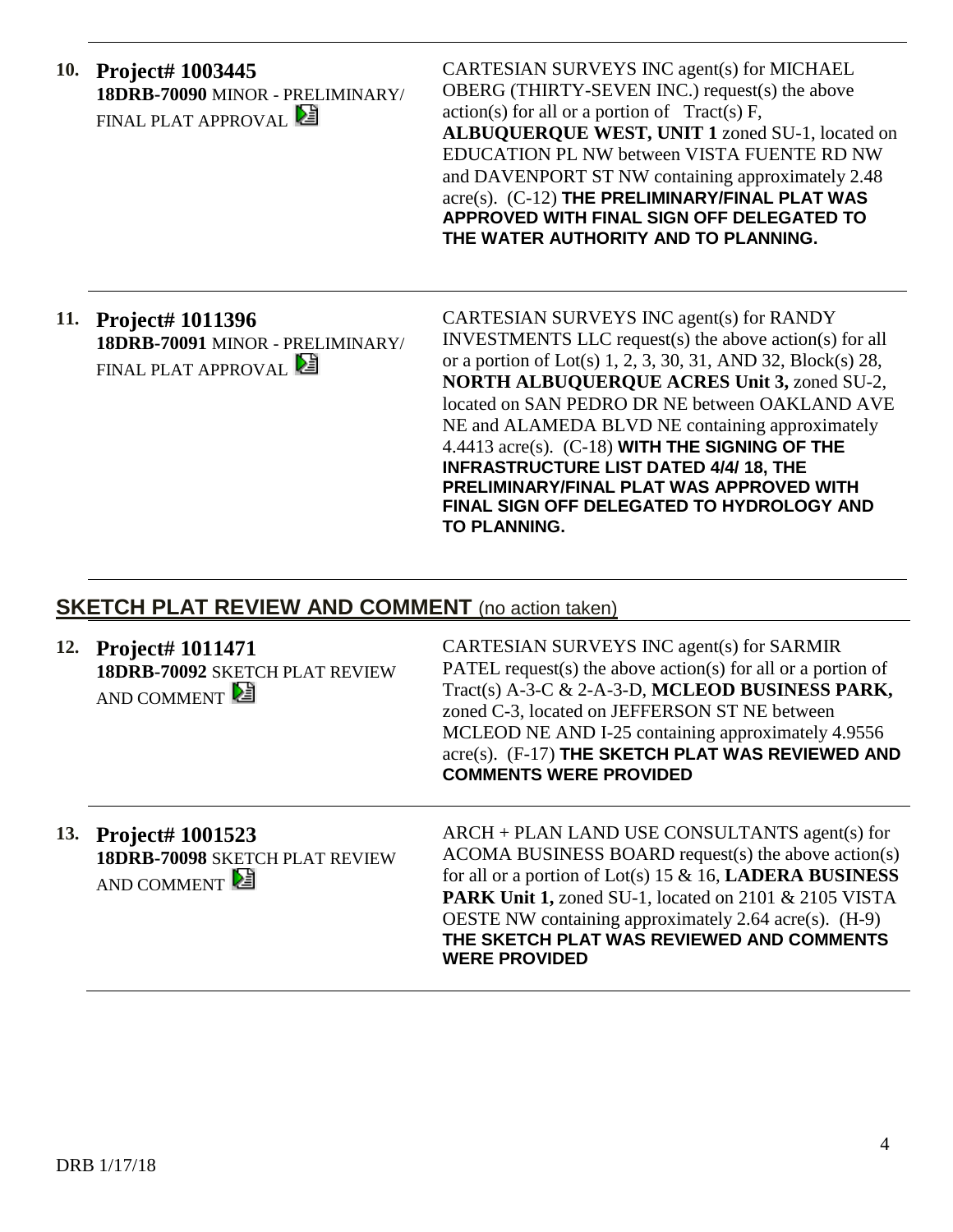**10. Project# 1003445**
**18DRB-70090** MINOR - PRELIMINARY/ FINAL PLAT APPROVAL

CARTESIAN SURVEYS INC agent(s) for MICHAEL OBERG (THIRTY-SEVEN INC.) request(s) the above action(s) for all or a portion of Tract(s) F, **ALBUQUERQUE WEST, UNIT 1** zoned SU-1, located on EDUCATION PL NW between VISTA FUENTE RD NW and DAVENPORT ST NW containing approximately 2.48 acre(s). (C-12) **THE PRELIMINARY/FINAL PLAT WAS APPROVED WITH FINAL SIGN OFF DELEGATED TO THE WATER AUTHORITY AND TO PLANNING.**

---

**11. Project# 1011396**
**18DRB-70091** MINOR - PRELIMINARY/ FINAL PLAT APPROVAL

CARTESIAN SURVEYS INC agent(s) for RANDY INVESTMENTS LLC request(s) the above action(s) for all or a portion of Lot(s) 1, 2, 3, 30, 31, AND 32, Block(s) 28, **NORTH ALBUQUERQUE ACRES Unit 3,** zoned SU-2, located on SAN PEDRO DR NE between OAKLAND AVE NE and ALAMEDA BLVD NE containing approximately 4.4413 acre(s). (C-18) **WITH THE SIGNING OF THE INFRASTRUCTURE LIST DATED 4/4/ 18, THE PRELIMINARY/FINAL PLAT WAS APPROVED WITH FINAL SIGN OFF DELEGATED TO HYDROLOGY AND TO PLANNING.**

---

## SKETCH PLAT REVIEW AND COMMENT (no action taken)

**12. Project# 1011471**
**18DRB-70092** SKETCH PLAT REVIEW AND COMMENT

CARTESIAN SURVEYS INC agent(s) for SARMIR PATEL request(s) the above action(s) for all or a portion of Tract(s) A-3-C & 2-A-3-D, **MCLEOD BUSINESS PARK,** zoned C-3, located on JEFFERSON ST NE between MCLEOD NE AND I-25 containing approximately 4.9556 acre(s). (F-17) **THE SKETCH PLAT WAS REVIEWED AND COMMENTS WERE PROVIDED**

---

**13. Project# 1001523**
**18DRB-70098** SKETCH PLAT REVIEW AND COMMENT

ARCH + PLAN LAND USE CONSULTANTS agent(s) for ACOMA BUSINESS BOARD request(s) the above action(s) for all or a portion of Lot(s) 15 & 16, **LADERA BUSINESS PARK Unit 1,** zoned SU-1, located on 2101 & 2105 VISTA OESTE NW containing approximately 2.64 acre(s). (H-9) **THE SKETCH PLAT WAS REVIEWED AND COMMENTS WERE PROVIDED**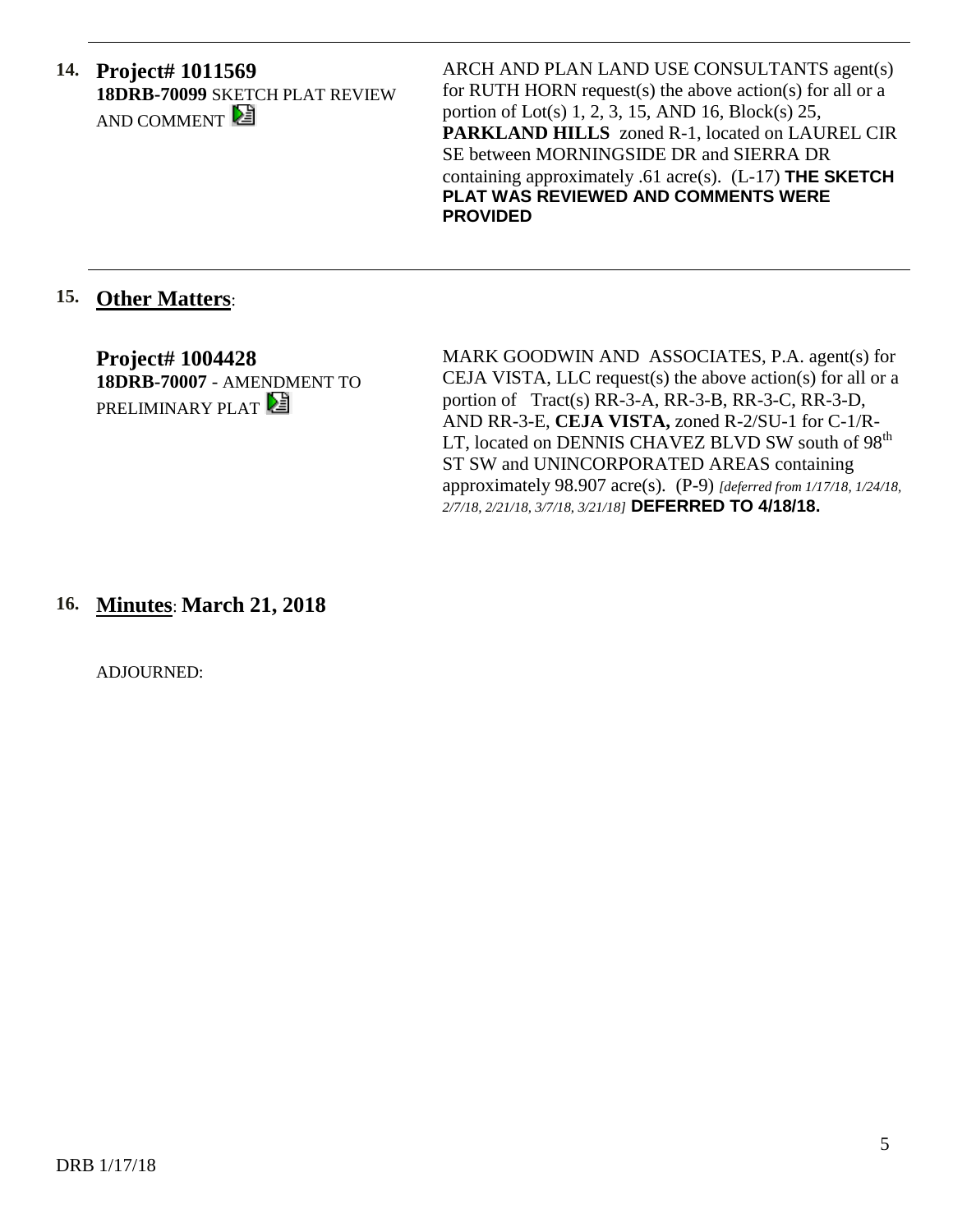**14. Project# 1011569**
**18DRB-70099** SKETCH PLAT REVIEW AND COMMENT

ARCH AND PLAN LAND USE CONSULTANTS agent(s) for RUTH HORN request(s) the above action(s) for all or a portion of Lot(s) 1, 2, 3, 15, AND 16, Block(s) 25, **PARKLAND HILLS** zoned R-1, located on LAUREL CIR SE between MORNINGSIDE DR and SIERRA DR containing approximately .61 acre(s). (L-17) **THE SKETCH PLAT WAS REVIEWED AND COMMENTS WERE PROVIDED**

---

**15. <u>Other Matters</u>:**

**Project# 1004428**
**18DRB-70007** - AMENDMENT TO PRELIMINARY PLAT

MARK GOODWIN AND ASSOCIATES, P.A. agent(s) for CEJA VISTA, LLC request(s) the above action(s) for all or a portion of Tract(s) RR-3-A, RR-3-B, RR-3-C, RR-3-D, AND RR-3-E, **CEJA VISTA,** zoned R-2/SU-1 for C-1/R-LT, located on DENNIS CHAVEZ BLVD SW south of 98th ST SW and UNINCORPORATED AREAS containing approximately 98.907 acre(s). (P-9) *[deferred from 1/17/18, 1/24/18, 2/7/18, 2/21/18, 3/7/18, 3/21/18]* **DEFERRED TO 4/18/18.**

**16. <u>Minutes</u>: March 21, 2018**

ADJOURNED: